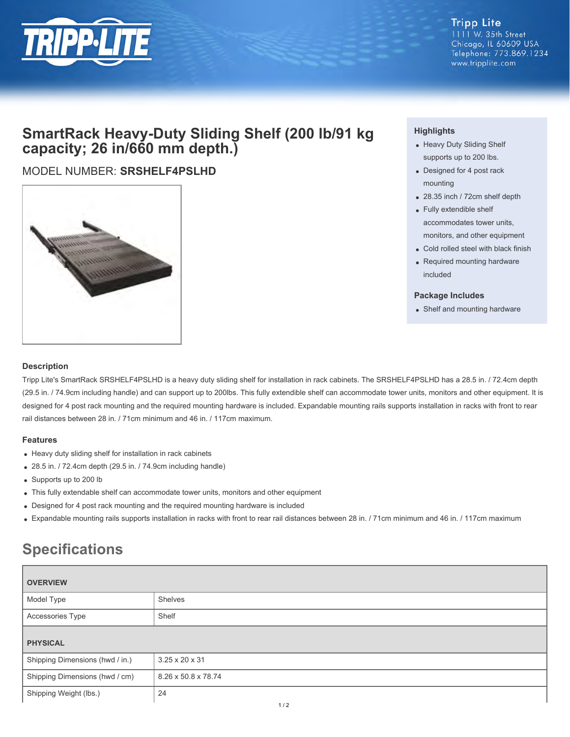Tripp Lite
1111 W. 35th Street
Chicago, IL 60609 USA
Telephone: 773.869.1234
www.tripplite.com

# SmartRack Heavy-Duty Sliding Shelf (200 lb/91 kg capacity; 26 in/660 mm depth.)

MODEL NUMBER: **SRSHELF4PSLHD**

### Highlights

- Heavy Duty Sliding Shelf supports up to 200 lbs.
- Designed for 4 post rack mounting
- 28.35 inch / 72cm shelf depth
- Fully extendible shelf accommodates tower units, monitors, and other equipment
- Cold rolled steel with black finish
- Required mounting hardware included

### Package Includes

- Shelf and mounting hardware

### Description

Tripp Lite's SmartRack SRSHELF4PSLHD is a heavy duty sliding shelf for installation in rack cabinets. The SRSHELF4PSLHD has a 28.5 in. / 72.4cm depth (29.5 in. / 74.9cm including handle) and can support up to 200lbs. This fully extendible shelf can accommodate tower units, monitors and other equipment. It is designed for 4 post rack mounting and the required mounting hardware is included. Expandable mounting rails supports installation in racks with front to rear rail distances between 28 in. / 71cm minimum and 46 in. / 117cm maximum.

### Features

- Heavy duty sliding shelf for installation in rack cabinets
- 28.5 in. / 72.4cm depth (29.5 in. / 74.9cm including handle)
- Supports up to 200 lb
- This fully extendable shelf can accommodate tower units, monitors and other equipment
- Designed for 4 post rack mounting and the required mounting hardware is included
- Expandable mounting rails supports installation in racks with front to rear rail distances between 28 in. / 71cm minimum and 46 in. / 117cm maximum

## Specifications

| OVERVIEW | |
|---|---|
| Model Type | Shelves |
| Accessories Type | Shelf |
| **PHYSICAL** | |
| Shipping Dimensions (hwd / in.) | 3.25 x 20 x 31 |
| Shipping Dimensions (hwd / cm) | 8.26 x 50.8 x 78.74 |
| Shipping Weight (lbs.) | 24 |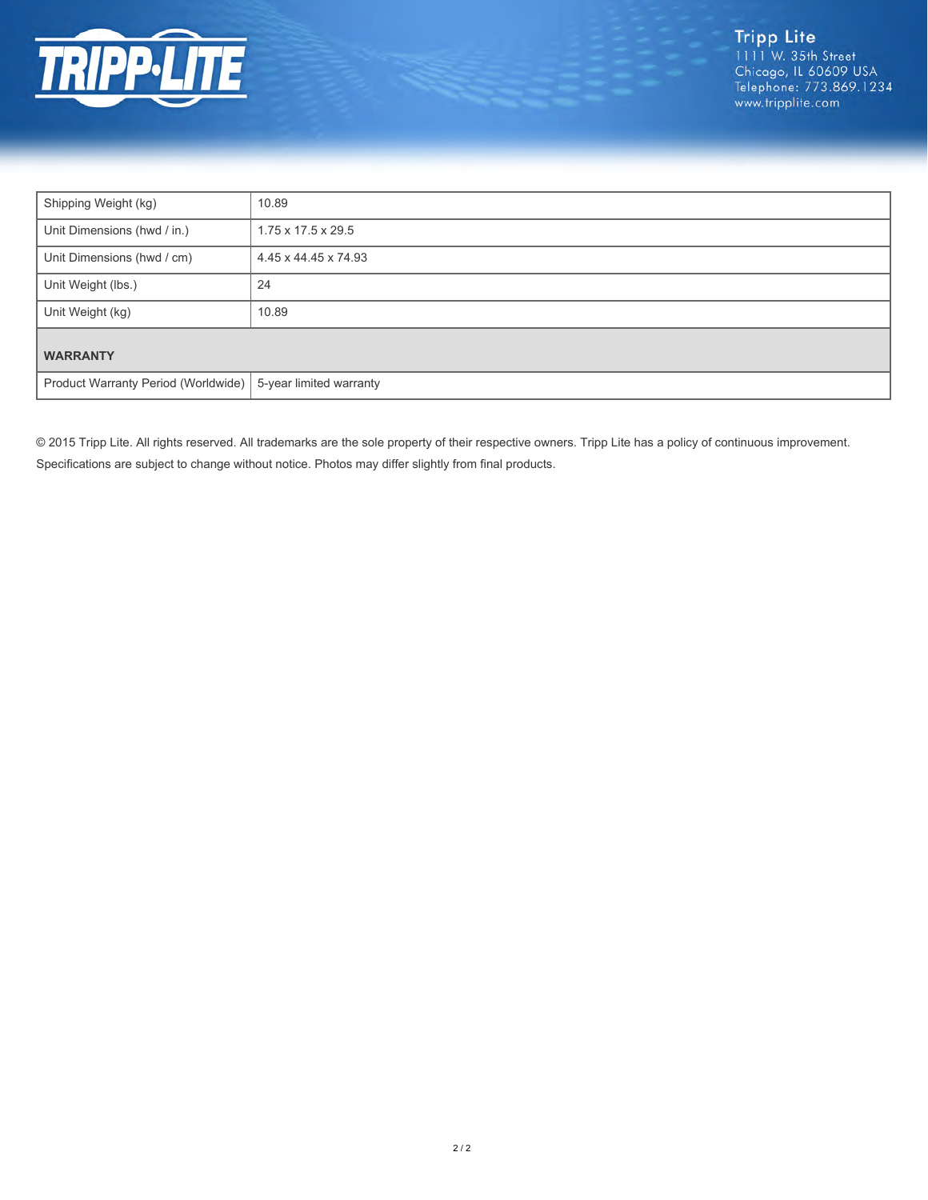| | |
|---|---|
| Shipping Weight (kg) | 10.89 |
| Unit Dimensions (hwd / in.) | 1.75 x 17.5 x 29.5 |
| Unit Dimensions (hwd / cm) | 4.45 x 44.45 x 74.93 |
| Unit Weight (lbs.) | 24 |
| Unit Weight (kg) | 10.89 |
| **WARRANTY** | |
| Product Warranty Period (Worldwide) | 5-year limited warranty |

© 2015 Tripp Lite. All rights reserved. All trademarks are the sole property of their respective owners. Tripp Lite has a policy of continuous improvement. Specifications are subject to change without notice. Photos may differ slightly from final products.